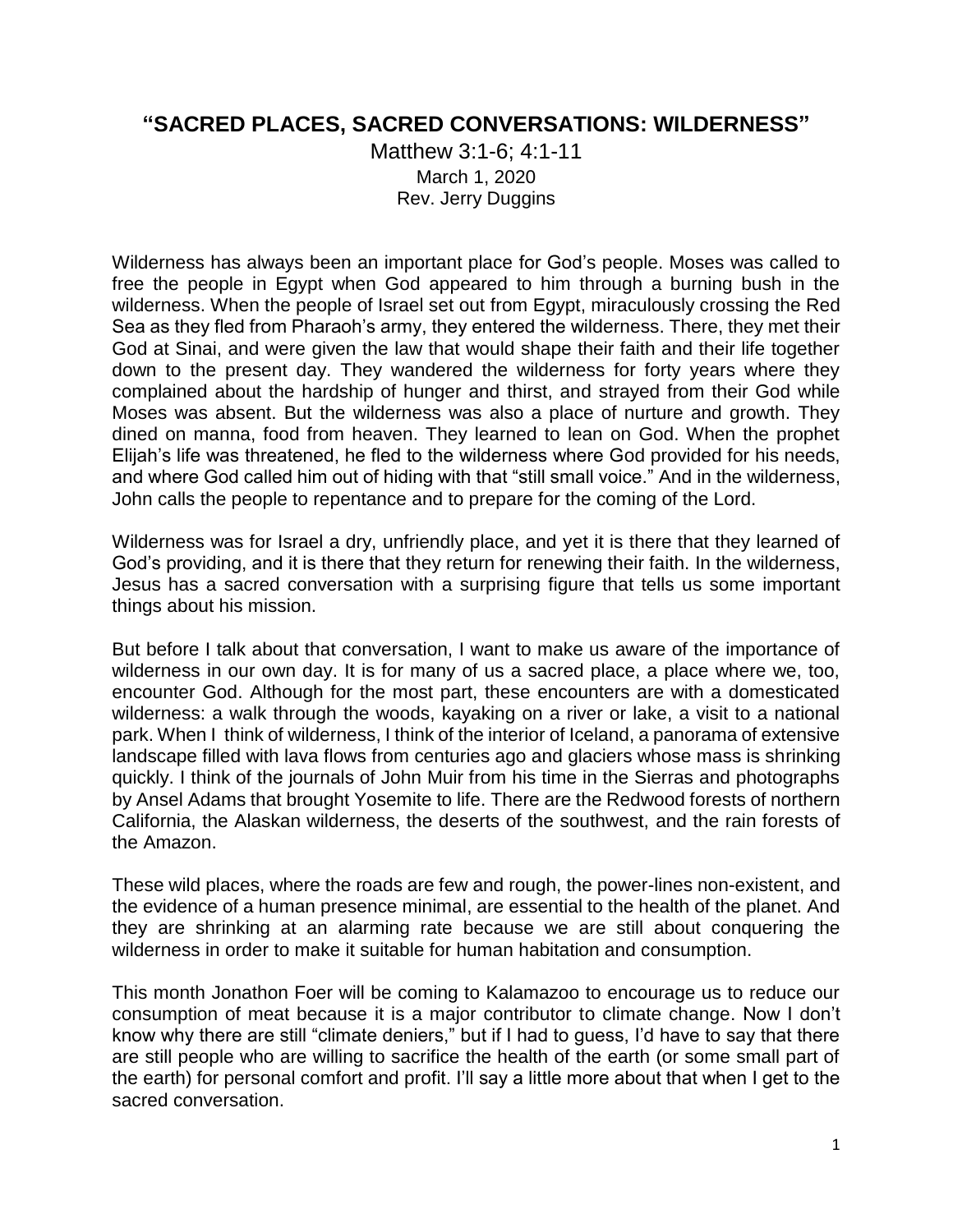# "SACRED PLACES, SACRED CONVERSATIONS: WILDERNESS"

Matthew 3:1-6; 4:1-11
March 1, 2020
Rev. Jerry Duggins

Wilderness has always been an important place for God's people. Moses was called to free the people in Egypt when God appeared to him through a burning bush in the wilderness. When the people of Israel set out from Egypt, miraculously crossing the Red Sea as they fled from Pharaoh's army, they entered the wilderness. There, they met their God at Sinai, and were given the law that would shape their faith and their life together down to the present day. They wandered the wilderness for forty years where they complained about the hardship of hunger and thirst, and strayed from their God while Moses was absent. But the wilderness was also a place of nurture and growth. They dined on manna, food from heaven. They learned to lean on God. When the prophet Elijah's life was threatened, he fled to the wilderness where God provided for his needs, and where God called him out of hiding with that "still small voice." And in the wilderness, John calls the people to repentance and to prepare for the coming of the Lord.

Wilderness was for Israel a dry, unfriendly place, and yet it is there that they learned of God's providing, and it is there that they return for renewing their faith. In the wilderness, Jesus has a sacred conversation with a surprising figure that tells us some important things about his mission.

But before I talk about that conversation, I want to make us aware of the importance of wilderness in our own day. It is for many of us a sacred place, a place where we, too, encounter God. Although for the most part, these encounters are with a domesticated wilderness: a walk through the woods, kayaking on a river or lake, a visit to a national park. When I think of wilderness, I think of the interior of Iceland, a panorama of extensive landscape filled with lava flows from centuries ago and glaciers whose mass is shrinking quickly. I think of the journals of John Muir from his time in the Sierras and photographs by Ansel Adams that brought Yosemite to life. There are the Redwood forests of northern California, the Alaskan wilderness, the deserts of the southwest, and the rain forests of the Amazon.

These wild places, where the roads are few and rough, the power-lines non-existent, and the evidence of a human presence minimal, are essential to the health of the planet. And they are shrinking at an alarming rate because we are still about conquering the wilderness in order to make it suitable for human habitation and consumption.

This month Jonathon Foer will be coming to Kalamazoo to encourage us to reduce our consumption of meat because it is a major contributor to climate change. Now I don't know why there are still "climate deniers," but if I had to guess, I'd have to say that there are still people who are willing to sacrifice the health of the earth (or some small part of the earth) for personal comfort and profit. I'll say a little more about that when I get to the sacred conversation.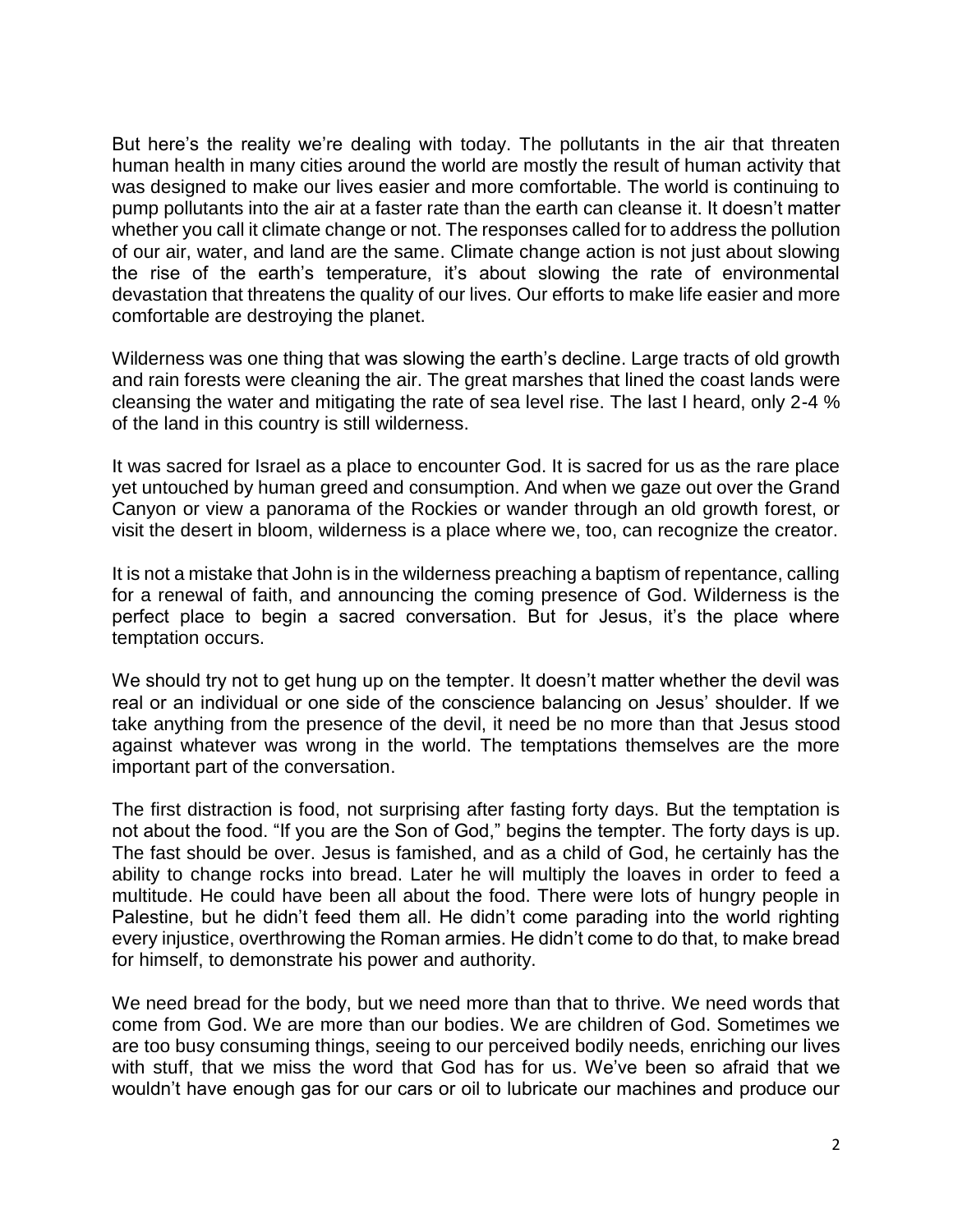But here's the reality we're dealing with today. The pollutants in the air that threaten human health in many cities around the world are mostly the result of human activity that was designed to make our lives easier and more comfortable. The world is continuing to pump pollutants into the air at a faster rate than the earth can cleanse it. It doesn't matter whether you call it climate change or not. The responses called for to address the pollution of our air, water, and land are the same. Climate change action is not just about slowing the rise of the earth's temperature, it's about slowing the rate of environmental devastation that threatens the quality of our lives. Our efforts to make life easier and more comfortable are destroying the planet.

Wilderness was one thing that was slowing the earth's decline. Large tracts of old growth and rain forests were cleaning the air. The great marshes that lined the coast lands were cleansing the water and mitigating the rate of sea level rise. The last I heard, only 2-4 % of the land in this country is still wilderness.

It was sacred for Israel as a place to encounter God. It is sacred for us as the rare place yet untouched by human greed and consumption. And when we gaze out over the Grand Canyon or view a panorama of the Rockies or wander through an old growth forest, or visit the desert in bloom, wilderness is a place where we, too, can recognize the creator.

It is not a mistake that John is in the wilderness preaching a baptism of repentance, calling for a renewal of faith, and announcing the coming presence of God. Wilderness is the perfect place to begin a sacred conversation. But for Jesus, it's the place where temptation occurs.

We should try not to get hung up on the tempter. It doesn't matter whether the devil was real or an individual or one side of the conscience balancing on Jesus' shoulder. If we take anything from the presence of the devil, it need be no more than that Jesus stood against whatever was wrong in the world. The temptations themselves are the more important part of the conversation.

The first distraction is food, not surprising after fasting forty days. But the temptation is not about the food. "If you are the Son of God," begins the tempter. The forty days is up. The fast should be over. Jesus is famished, and as a child of God, he certainly has the ability to change rocks into bread. Later he will multiply the loaves in order to feed a multitude. He could have been all about the food. There were lots of hungry people in Palestine, but he didn't feed them all. He didn't come parading into the world righting every injustice, overthrowing the Roman armies. He didn't come to do that, to make bread for himself, to demonstrate his power and authority.

We need bread for the body, but we need more than that to thrive. We need words that come from God. We are more than our bodies. We are children of God. Sometimes we are too busy consuming things, seeing to our perceived bodily needs, enriching our lives with stuff, that we miss the word that God has for us. We've been so afraid that we wouldn't have enough gas for our cars or oil to lubricate our machines and produce our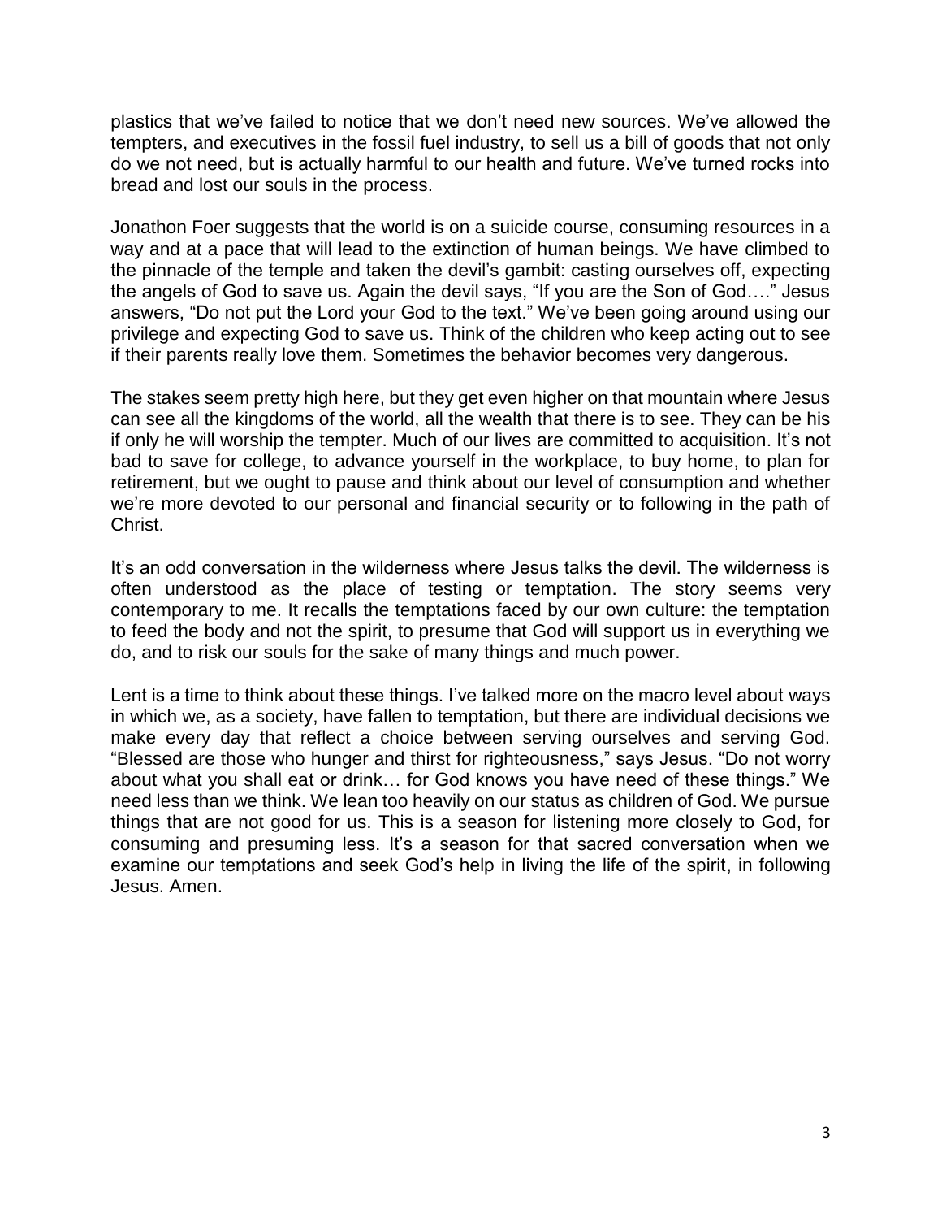plastics that we've failed to notice that we don't need new sources. We've allowed the tempters, and executives in the fossil fuel industry, to sell us a bill of goods that not only do we not need, but is actually harmful to our health and future. We've turned rocks into bread and lost our souls in the process.

Jonathon Foer suggests that the world is on a suicide course, consuming resources in a way and at a pace that will lead to the extinction of human beings. We have climbed to the pinnacle of the temple and taken the devil's gambit: casting ourselves off, expecting the angels of God to save us. Again the devil says, "If you are the Son of God…." Jesus answers, "Do not put the Lord your God to the text." We've been going around using our privilege and expecting God to save us. Think of the children who keep acting out to see if their parents really love them. Sometimes the behavior becomes very dangerous.

The stakes seem pretty high here, but they get even higher on that mountain where Jesus can see all the kingdoms of the world, all the wealth that there is to see. They can be his if only he will worship the tempter. Much of our lives are committed to acquisition. It's not bad to save for college, to advance yourself in the workplace, to buy home, to plan for retirement, but we ought to pause and think about our level of consumption and whether we're more devoted to our personal and financial security or to following in the path of Christ.

It's an odd conversation in the wilderness where Jesus talks the devil. The wilderness is often understood as the place of testing or temptation. The story seems very contemporary to me. It recalls the temptations faced by our own culture: the temptation to feed the body and not the spirit, to presume that God will support us in everything we do, and to risk our souls for the sake of many things and much power.

Lent is a time to think about these things. I've talked more on the macro level about ways in which we, as a society, have fallen to temptation, but there are individual decisions we make every day that reflect a choice between serving ourselves and serving God. "Blessed are those who hunger and thirst for righteousness," says Jesus. "Do not worry about what you shall eat or drink… for God knows you have need of these things." We need less than we think. We lean too heavily on our status as children of God. We pursue things that are not good for us. This is a season for listening more closely to God, for consuming and presuming less. It's a season for that sacred conversation when we examine our temptations and seek God's help in living the life of the spirit, in following Jesus. Amen.